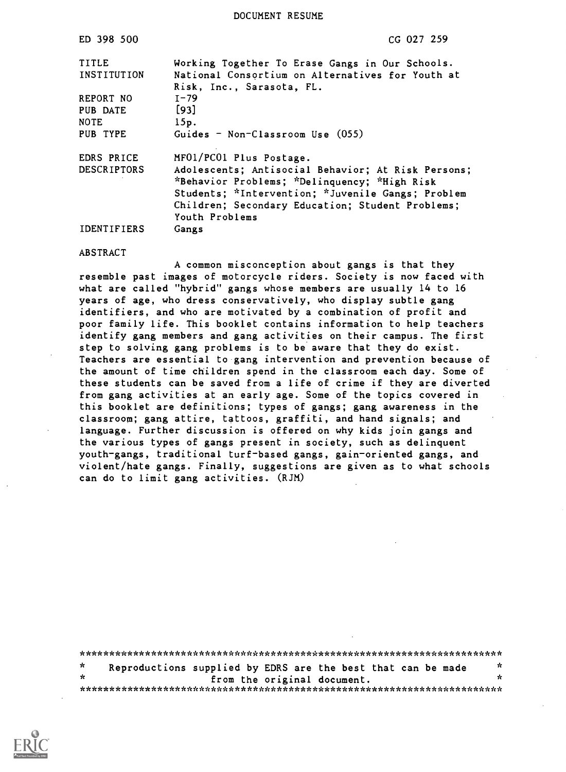DOCUMENT RESUME

| | |
|---|---|
| ED 398 500 | CG 027 259 |
| TITLE | Working Together To Erase Gangs in Our Schools. |
| INSTITUTION | National Consortium on Alternatives for Youth at Risk, Inc., Sarasota, FL. |
| REPORT NO | I-79 |
| PUB DATE | [93] |
| NOTE | 15p. |
| PUB TYPE | Guides - Non-Classroom Use (055) |
| EDRS PRICE | MF01/PC01 Plus Postage. |
| DESCRIPTORS | Adolescents; Antisocial Behavior; At Risk Persons; *Behavior Problems; *Delinquency; *High Risk Students; *Intervention; *Juvenile Gangs; Problem Children; Secondary Education; Student Problems; Youth Problems |
| IDENTIFIERS | Gangs |

ABSTRACT

A common misconception about gangs is that they resemble past images of motorcycle riders. Society is now faced with what are called "hybrid" gangs whose members are usually 14 to 16 years of age, who dress conservatively, who display subtle gang identifiers, and who are motivated by a combination of profit and poor family life. This booklet contains information to help teachers identify gang members and gang activities on their campus. The first step to solving gang problems is to be aware that they do exist. Teachers are essential to gang intervention and prevention because of the amount of time children spend in the classroom each day. Some of these students can be saved from a life of crime if they are diverted from gang activities at an early age. Some of the topics covered in this booklet are definitions; types of gangs; gang awareness in the classroom; gang attire, tattoos, graffiti, and hand signals; and language. Further discussion is offered on why kids join gangs and the various types of gangs present in society, such as delinquent youth-gangs, traditional turf-based gangs, gain-oriented gangs, and violent/hate gangs. Finally, suggestions are given as to what schools can do to limit gang activities. (RJM)

***********************************************************************
* Reproductions supplied by EDRS are the best that can be made *
* from the original document. *
***********************************************************************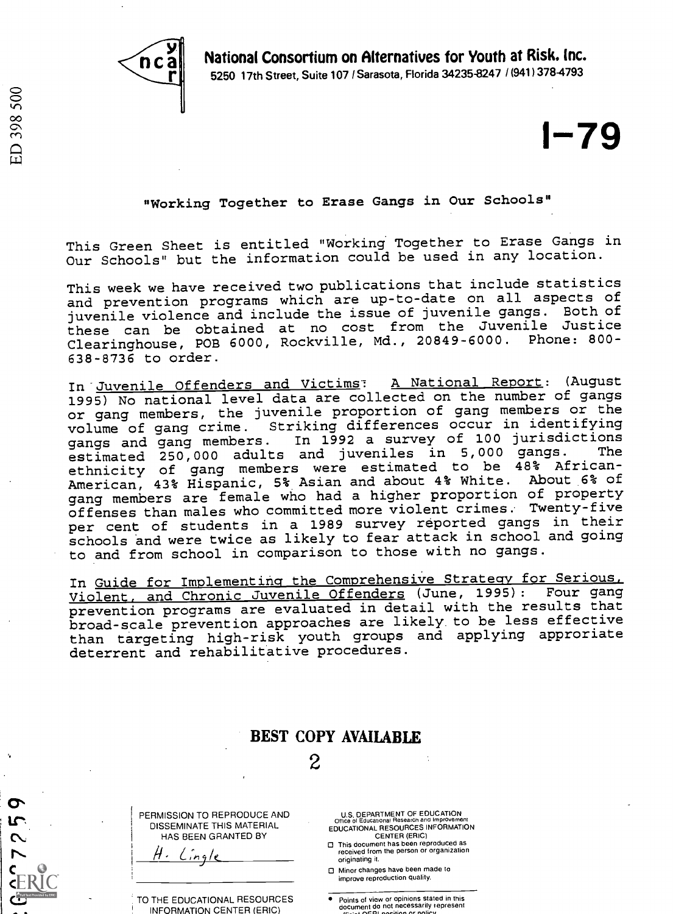**National Consortium on Alternatives for Youth at Risk, Inc.**
5250 17th Street, Suite 107 / Sarasota, Florida 34235-8247 / (941) 378-4793

# I-79

## "Working Together to Erase Gangs in Our Schools"

This Green Sheet is entitled "Working Together to Erase Gangs in Our Schools" but the information could be used in any location.

This week we have received two publications that include statistics and prevention programs which are up-to-date on all aspects of juvenile violence and include the issue of juvenile gangs. Both of these can be obtained at no cost from the Juvenile Justice Clearinghouse, POB 6000, Rockville, Md., 20849-6000. Phone: 800-638-8736 to order.

In Juvenile Offenders and Victims: A National Report: (August 1995) No national level data are collected on the number of gangs or gang members, the juvenile proportion of gang members or the volume of gang crime. Striking differences occur in identifying gangs and gang members. In 1992 a survey of 100 jurisdictions estimated 250,000 adults and juveniles in 5,000 gangs. The ethnicity of gang members were estimated to be 48% African-American, 43% Hispanic, 5% Asian and about 4% White. About 6% of gang members are female who had a higher proportion of property offenses than males who committed more violent crimes. Twenty-five per cent of students in a 1989 survey reported gangs in their schools and were twice as likely to fear attack in school and going to and from school in comparison to those with no gangs.

In Guide for Implementing the Comprehensive Strategy for Serious, Violent, and Chronic Juvenile Offenders (June, 1995): Four gang prevention programs are evaluated in detail with the results that broad-scale prevention approaches are likely to be less effective than targeting high-risk youth groups and applying approriate deterrent and rehabilitative procedures.

**BEST COPY AVAILABLE**

PERMISSION TO REPRODUCE AND DISSEMINATE THIS MATERIAL HAS BEEN GRANTED BY

H. Lingle

TO THE EDUCATIONAL RESOURCES INFORMATION CENTER (ERIC)

U.S. DEPARTMENT OF EDUCATION
Office of Educational Research and Improvement
EDUCATIONAL RESOURCES INFORMATION CENTER (ERIC)

- This document has been reproduced as received from the person or organization originating it.
- Minor changes have been made to improve reproduction quality.

- Points of view or opinions stated in this document do not necessarily represent official OERI position or policy.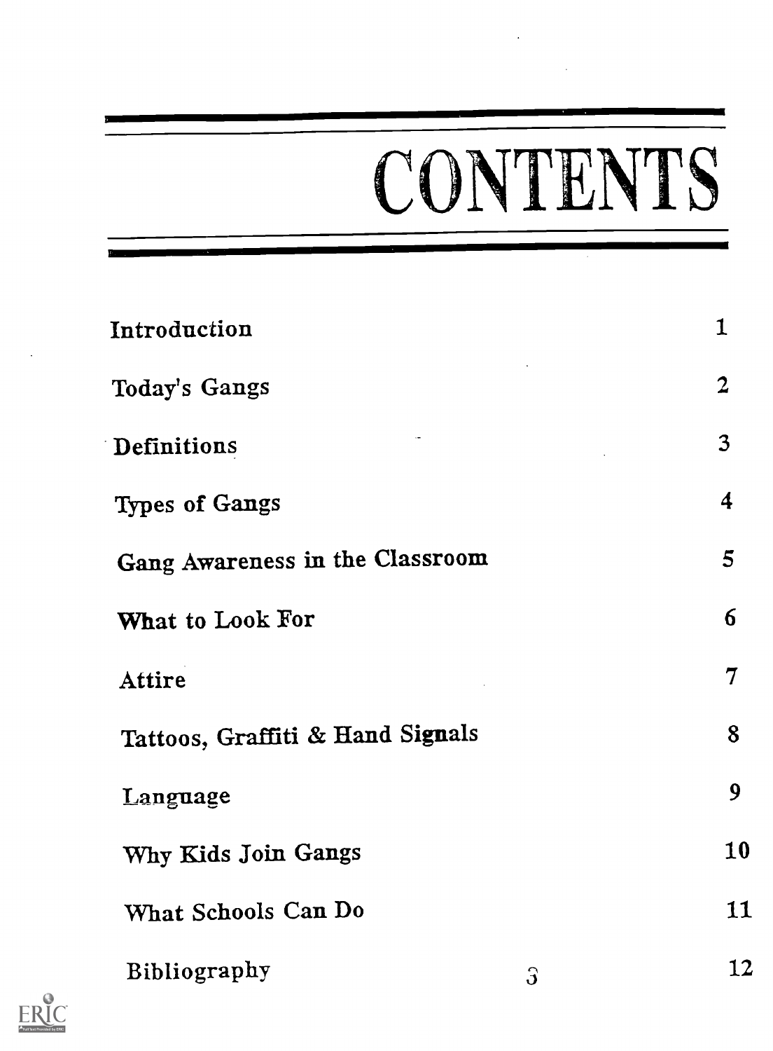# CONTENTS

| | |
|---|---|
| Introduction | 1 |
| Today's Gangs | 2 |
| Definitions | 3 |
| Types of Gangs | 4 |
| Gang Awareness in the Classroom | 5 |
| What to Look For | 6 |
| Attire | 7 |
| Tattoos, Graffiti & Hand Signals | 8 |
| Language | 9 |
| Why Kids Join Gangs | 10 |
| What Schools Can Do | 11 |
| Bibliography | 12 |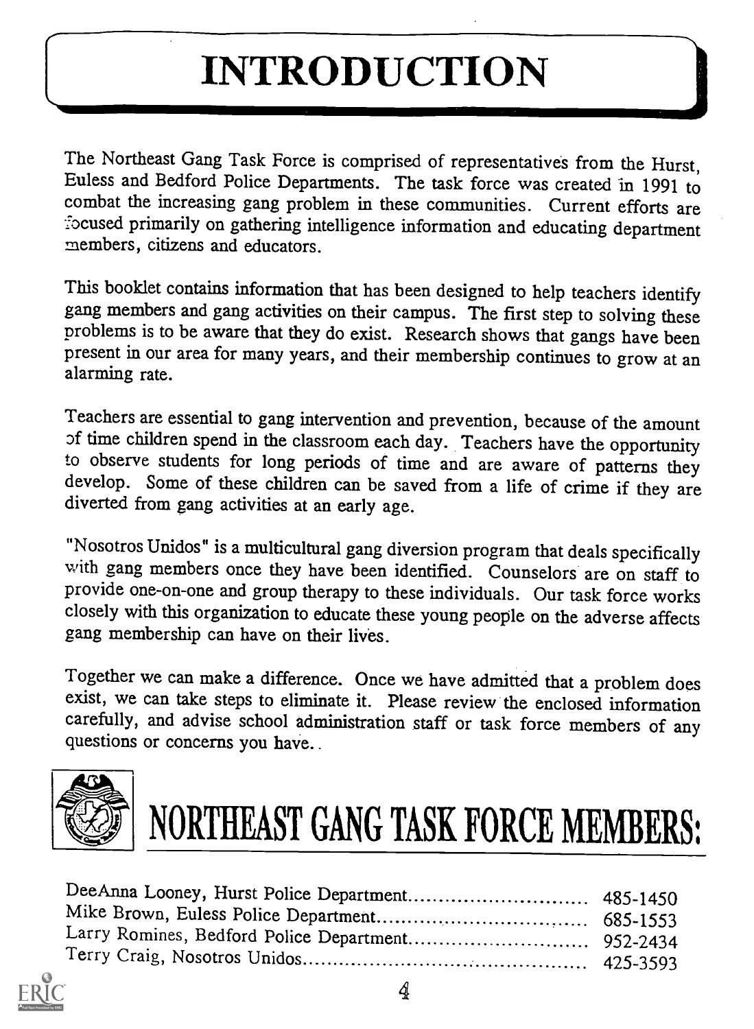# INTRODUCTION

The Northeast Gang Task Force is comprised of representatives from the Hurst, Euless and Bedford Police Departments. The task force was created in 1991 to combat the increasing gang problem in these communities. Current efforts are focused primarily on gathering intelligence information and educating department members, citizens and educators.

This booklet contains information that has been designed to help teachers identify gang members and gang activities on their campus. The first step to solving these problems is to be aware that they do exist. Research shows that gangs have been present in our area for many years, and their membership continues to grow at an alarming rate.

Teachers are essential to gang intervention and prevention, because of the amount of time children spend in the classroom each day. Teachers have the opportunity to observe students for long periods of time and are aware of patterns they develop. Some of these children can be saved from a life of crime if they are diverted from gang activities at an early age.

"Nosotros Unidos" is a multicultural gang diversion program that deals specifically with gang members once they have been identified. Counselors are on staff to provide one-on-one and group therapy to these individuals. Our task force works closely with this organization to educate these young people on the adverse affects gang membership can have on their lives.

Together we can make a difference. Once we have admitted that a problem does exist, we can take steps to eliminate it. Please review the enclosed information carefully, and advise school administration staff or task force members of any questions or concerns you have..

# NORTHEAST GANG TASK FORCE MEMBERS:

DeeAnna Looney, Hurst Police Department.............................. 485-1450
Mike Brown, Euless Police Department.................................. 685-1553
Larry Romines, Bedford Police Department.............................. 952-2434
Terry Craig, Nosotros Unidos.......................................... 425-3593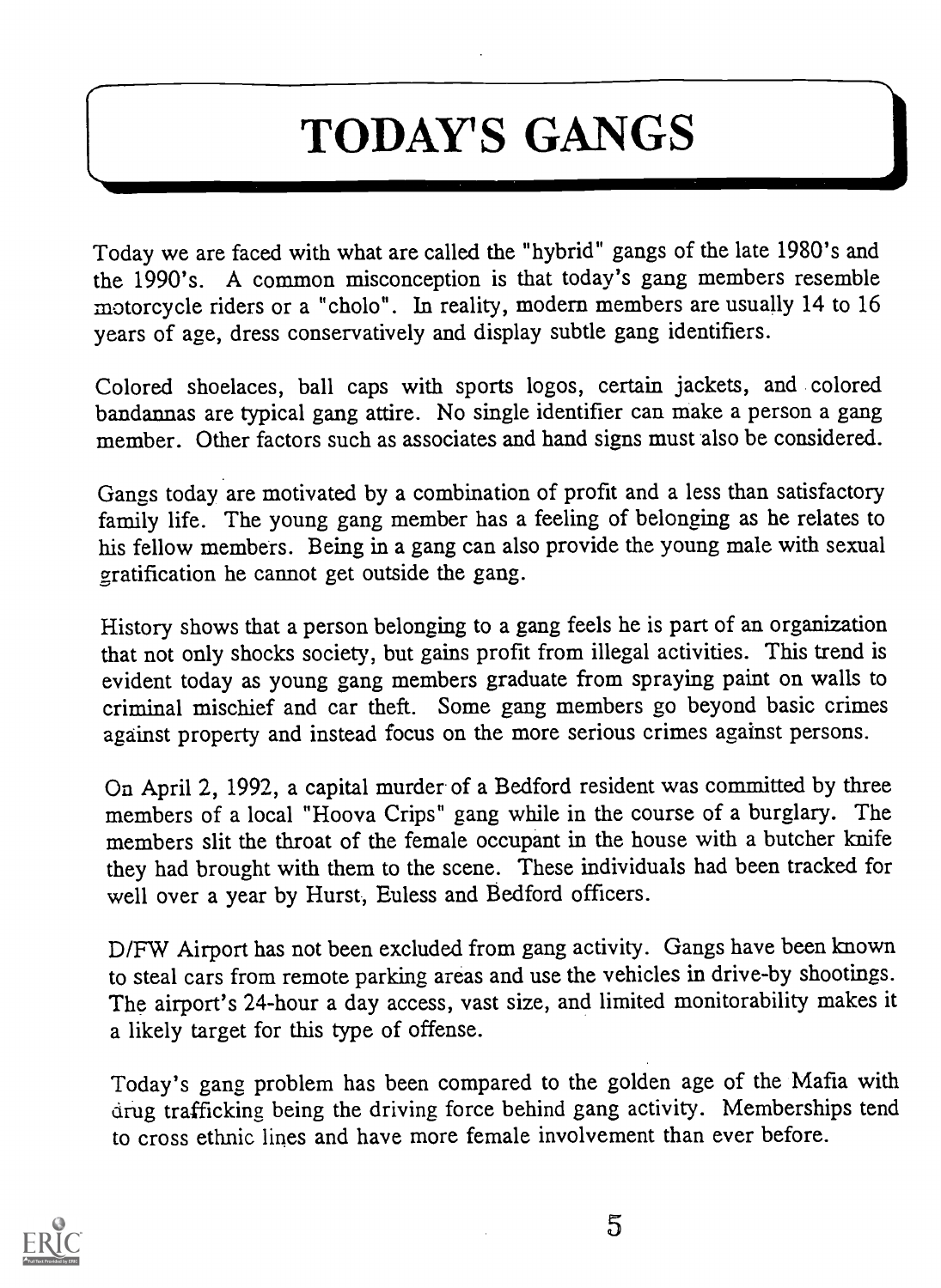# TODAY'S GANGS

Today we are faced with what are called the "hybrid" gangs of the late 1980's and the 1990's. A common misconception is that today's gang members resemble motorcycle riders or a "cholo". In reality, modern members are usually 14 to 16 years of age, dress conservatively and display subtle gang identifiers.

Colored shoelaces, ball caps with sports logos, certain jackets, and colored bandannas are typical gang attire. No single identifier can make a person a gang member. Other factors such as associates and hand signs must also be considered.

Gangs today are motivated by a combination of profit and a less than satisfactory family life. The young gang member has a feeling of belonging as he relates to his fellow members. Being in a gang can also provide the young male with sexual gratification he cannot get outside the gang.

History shows that a person belonging to a gang feels he is part of an organization that not only shocks society, but gains profit from illegal activities. This trend is evident today as young gang members graduate from spraying paint on walls to criminal mischief and car theft. Some gang members go beyond basic crimes against property and instead focus on the more serious crimes against persons.

On April 2, 1992, a capital murder of a Bedford resident was committed by three members of a local "Hoova Crips" gang while in the course of a burglary. The members slit the throat of the female occupant in the house with a butcher knife they had brought with them to the scene. These individuals had been tracked for well over a year by Hurst, Euless and Bedford officers.

D/FW Airport has not been excluded from gang activity. Gangs have been known to steal cars from remote parking areas and use the vehicles in drive-by shootings. The airport's 24-hour a day access, vast size, and limited monitorability makes it a likely target for this type of offense.

Today's gang problem has been compared to the golden age of the Mafia with drug trafficking being the driving force behind gang activity. Memberships tend to cross ethnic lines and have more female involvement than ever before.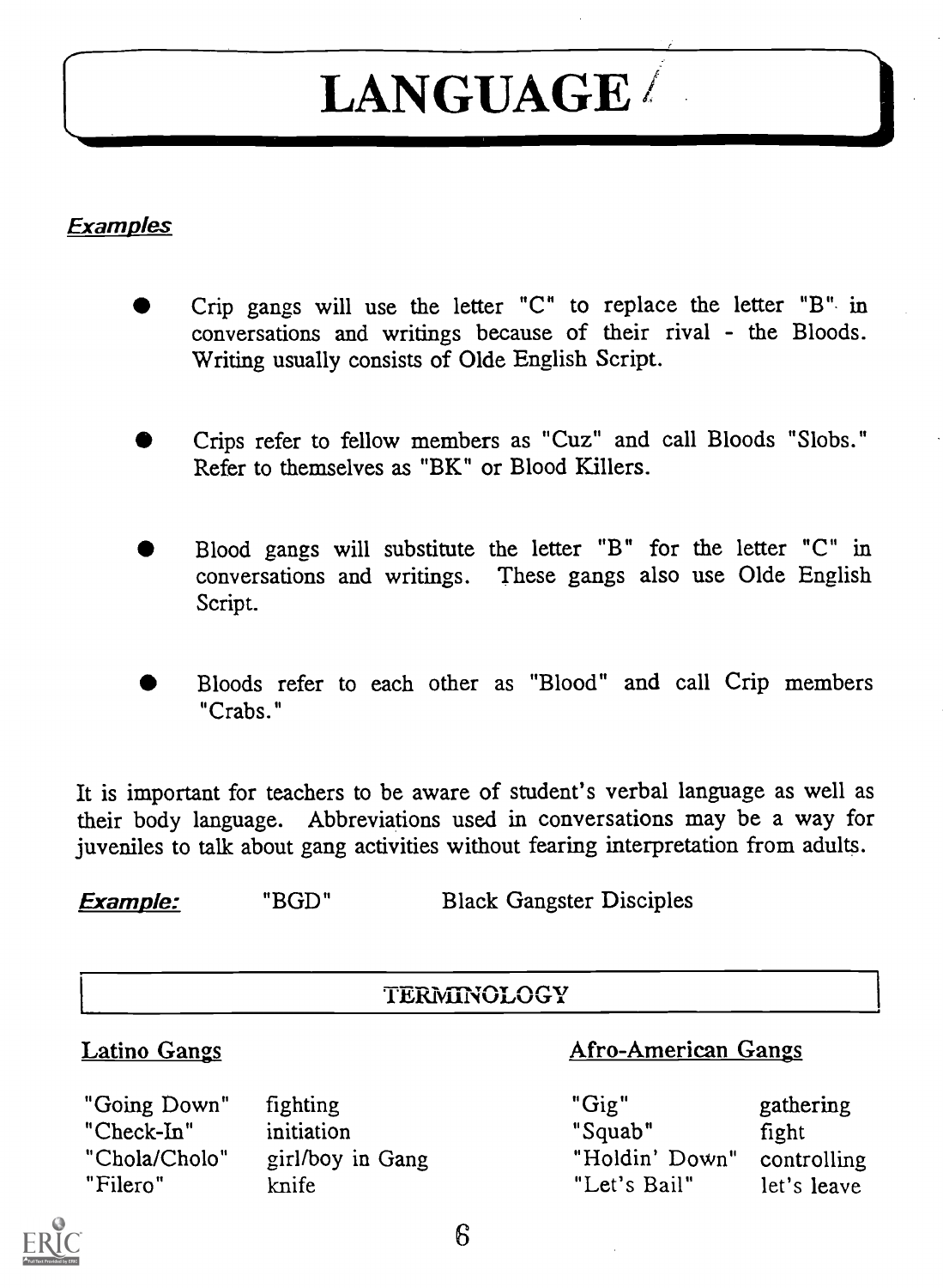# LANGUAGE

*Examples*

- Crip gangs will use the letter "C" to replace the letter "B" in conversations and writings because of their rival - the Bloods. Writing usually consists of Olde English Script.

- Crips refer to fellow members as "Cuz" and call Bloods "Slobs." Refer to themselves as "BK" or Blood Killers.

- Blood gangs will substitute the letter "B" for the letter "C" in conversations and writings. These gangs also use Olde English Script.

- Bloods refer to each other as "Blood" and call Crip members "Crabs."

It is important for teachers to be aware of student's verbal language as well as their body language. Abbreviations used in conversations may be a way for juveniles to talk about gang activities without fearing interpretation from adults.

***Example:*** "BGD" Black Gangster Disciples

## TERMINOLOGY

| Latino Gangs | | Afro-American Gangs | |
|---|---|---|---|
| "Going Down" | fighting | "Gig" | gathering |
| "Check-In" | initiation | "Squab" | fight |
| "Chola/Cholo" | girl/boy in Gang | "Holdin' Down" | controlling |
| "Filero" | knife | "Let's Bail" | let's leave |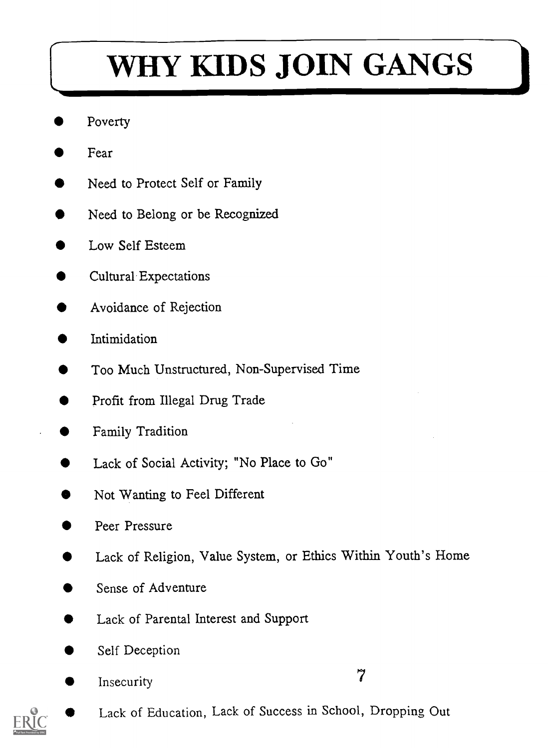# WHY KIDS JOIN GANGS

- Poverty
- Fear
- Need to Protect Self or Family
- Need to Belong or be Recognized
- Low Self Esteem
- Cultural Expectations
- Avoidance of Rejection
- Intimidation
- Too Much Unstructured, Non-Supervised Time
- Profit from Illegal Drug Trade
- Family Tradition
- Lack of Social Activity; "No Place to Go"
- Not Wanting to Feel Different
- Peer Pressure
- Lack of Religion, Value System, or Ethics Within Youth's Home
- Sense of Adventure
- Lack of Parental Interest and Support
- Self Deception
- Insecurity
- Lack of Education, Lack of Success in School, Dropping Out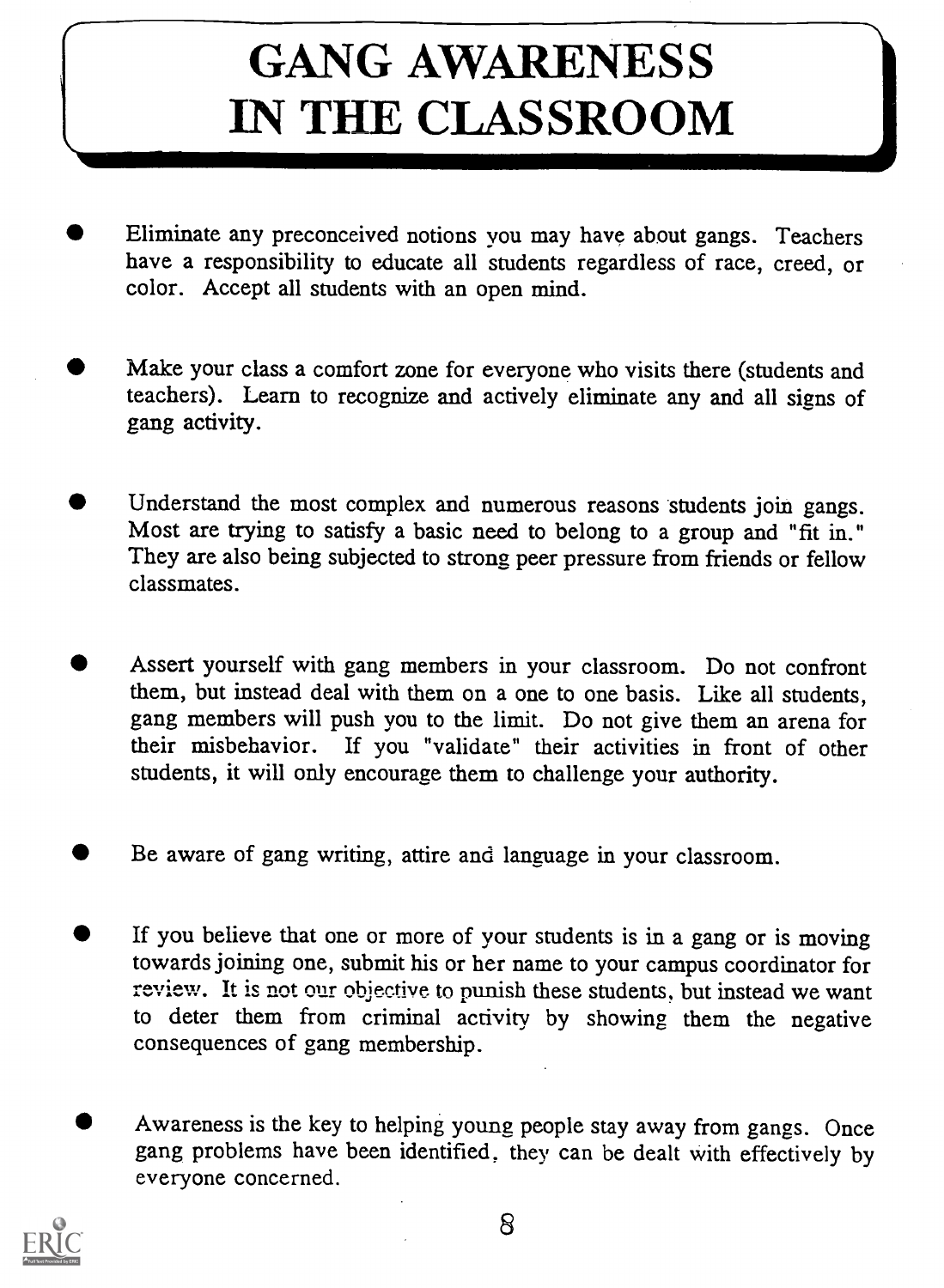# GANG AWARENESS IN THE CLASSROOM

- Eliminate any preconceived notions you may have about gangs. Teachers have a responsibility to educate all students regardless of race, creed, or color. Accept all students with an open mind.

- Make your class a comfort zone for everyone who visits there (students and teachers). Learn to recognize and actively eliminate any and all signs of gang activity.

- Understand the most complex and numerous reasons students join gangs. Most are trying to satisfy a basic need to belong to a group and "fit in." They are also being subjected to strong peer pressure from friends or fellow classmates.

- Assert yourself with gang members in your classroom. Do not confront them, but instead deal with them on a one to one basis. Like all students, gang members will push you to the limit. Do not give them an arena for their misbehavior. If you "validate" their activities in front of other students, it will only encourage them to challenge your authority.

- Be aware of gang writing, attire and language in your classroom.

- If you believe that one or more of your students is in a gang or is moving towards joining one, submit his or her name to your campus coordinator for review. It is not our objective to punish these students, but instead we want to deter them from criminal activity by showing them the negative consequences of gang membership.

- Awareness is the key to helping young people stay away from gangs. Once gang problems have been identified, they can be dealt with effectively by everyone concerned.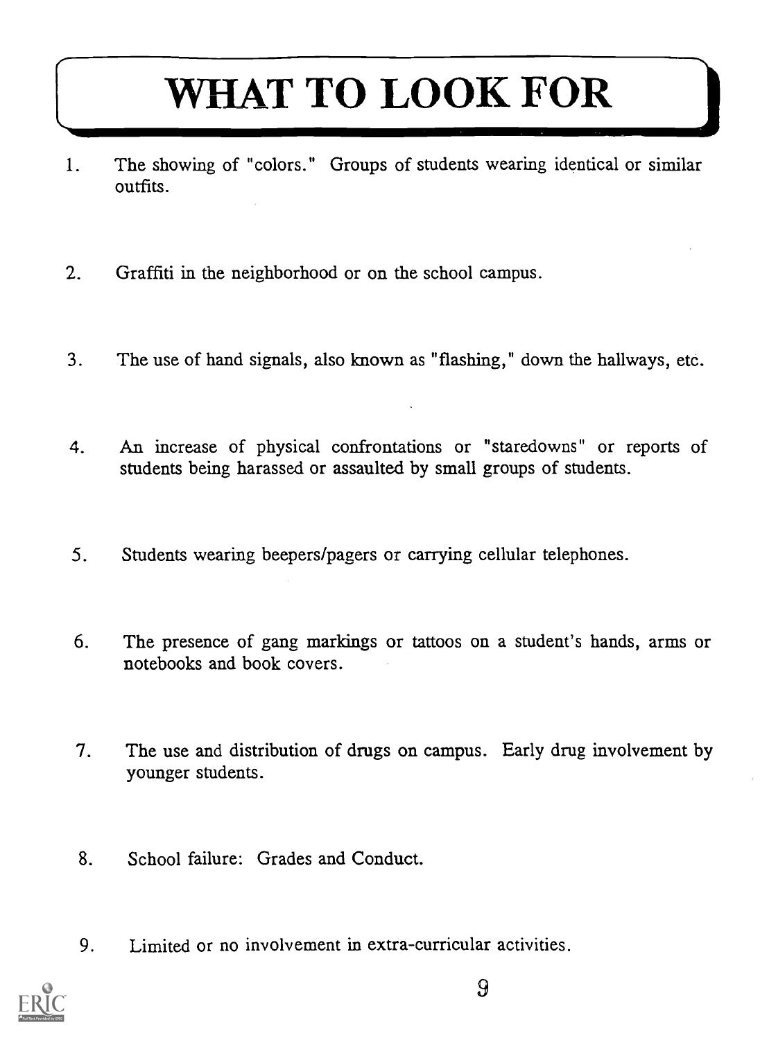# WHAT TO LOOK FOR

1. The showing of "colors." Groups of students wearing identical or similar outfits.

2. Graffiti in the neighborhood or on the school campus.

3. The use of hand signals, also known as "flashing," down the hallways, etc.

4. An increase of physical confrontations or "staredowns" or reports of students being harassed or assaulted by small groups of students.

5. Students wearing beepers/pagers or carrying cellular telephones.

6. The presence of gang markings or tattoos on a student's hands, arms or notebooks and book covers.

7. The use and distribution of drugs on campus. Early drug involvement by younger students.

8. School failure: Grades and Conduct.

9. Limited or no involvement in extra-curricular activities.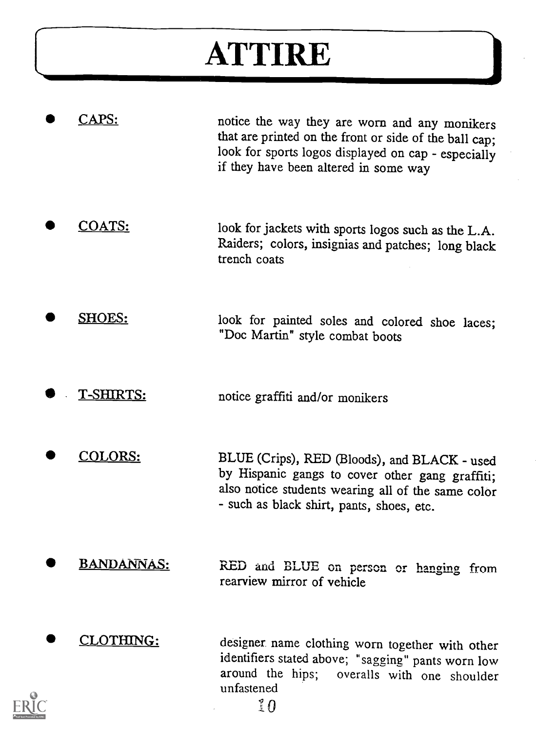# ATTIRE

- <u>CAPS:</u> notice the way they are worn and any monikers that are printed on the front or side of the ball cap; look for sports logos displayed on cap - especially if they have been altered in some way

- <u>COATS:</u> look for jackets with sports logos such as the L.A. Raiders; colors, insignias and patches; long black trench coats

- <u>SHOES:</u> look for painted soles and colored shoe laces; "Doc Martin" style combat boots

- <u>T-SHIRTS:</u> notice graffiti and/or monikers

- <u>COLORS:</u> BLUE (Crips), RED (Bloods), and BLACK - used by Hispanic gangs to cover other gang graffiti; also notice students wearing all of the same color - such as black shirt, pants, shoes, etc.

- <u>BANDANNAS:</u> RED and BLUE on person or hanging from rearview mirror of vehicle

- <u>CLOTHING:</u> designer name clothing worn together with other identifiers stated above; "sagging" pants worn low around the hips; overalls with one shoulder unfastened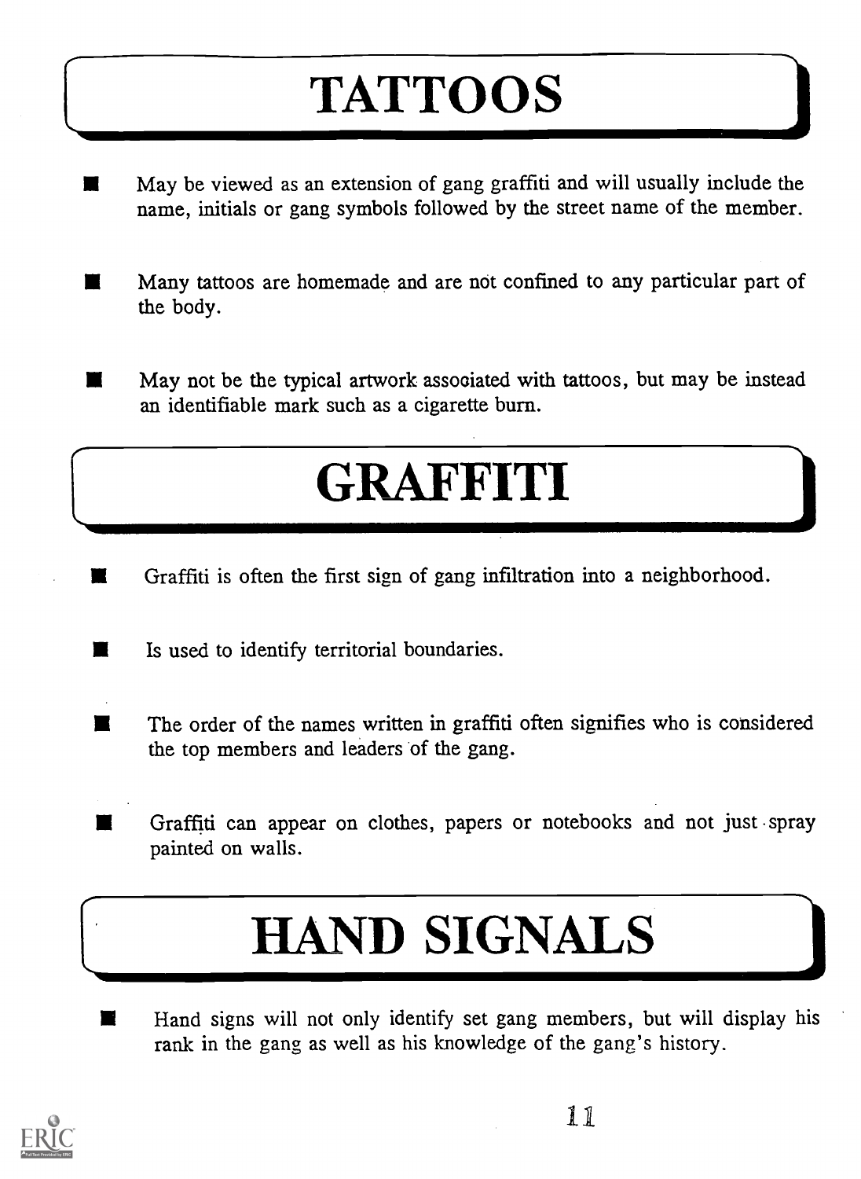# TATTOOS

- May be viewed as an extension of gang graffiti and will usually include the name, initials or gang symbols followed by the street name of the member.
- Many tattoos are homemade and are not confined to any particular part of the body.
- May not be the typical artwork associated with tattoos, but may be instead an identifiable mark such as a cigarette burn.

# GRAFFITI

- Graffiti is often the first sign of gang infiltration into a neighborhood.
- Is used to identify territorial boundaries.
- The order of the names written in graffiti often signifies who is considered the top members and leaders of the gang.
- Graffiti can appear on clothes, papers or notebooks and not just spray painted on walls.

# HAND SIGNALS

- Hand signs will not only identify set gang members, but will display his rank in the gang as well as his knowledge of the gang's history.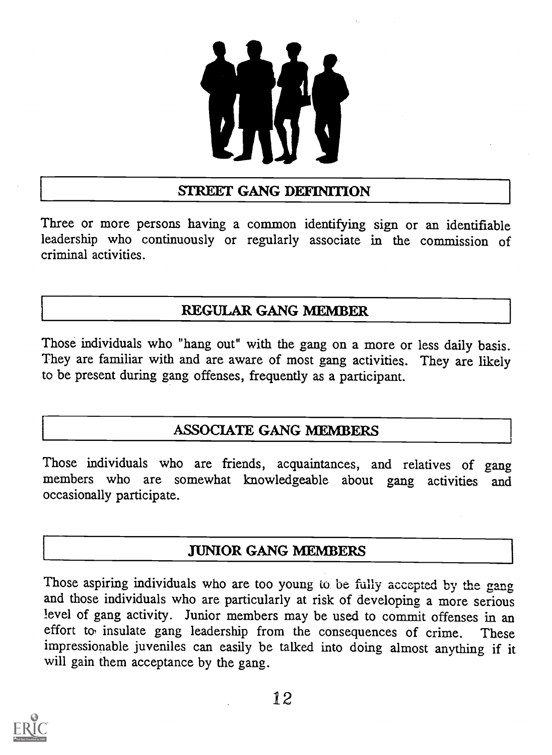## STREET GANG DEFINITION

Three or more persons having a common identifying sign or an identifiable leadership who continuously or regularly associate in the commission of criminal activities.

## REGULAR GANG MEMBER

Those individuals who "hang out" with the gang on a more or less daily basis. They are familiar with and are aware of most gang activities. They are likely to be present during gang offenses, frequently as a participant.

## ASSOCIATE GANG MEMBERS

Those individuals who are friends, acquaintances, and relatives of gang members who are somewhat knowledgeable about gang activities and occasionally participate.

## JUNIOR GANG MEMBERS

Those aspiring individuals who are too young to be fully accepted by the gang and those individuals who are particularly at risk of developing a more serious level of gang activity. Junior members may be used to commit offenses in an effort to insulate gang leadership from the consequences of crime. These impressionable juveniles can easily be talked into doing almost anything if it will gain them acceptance by the gang.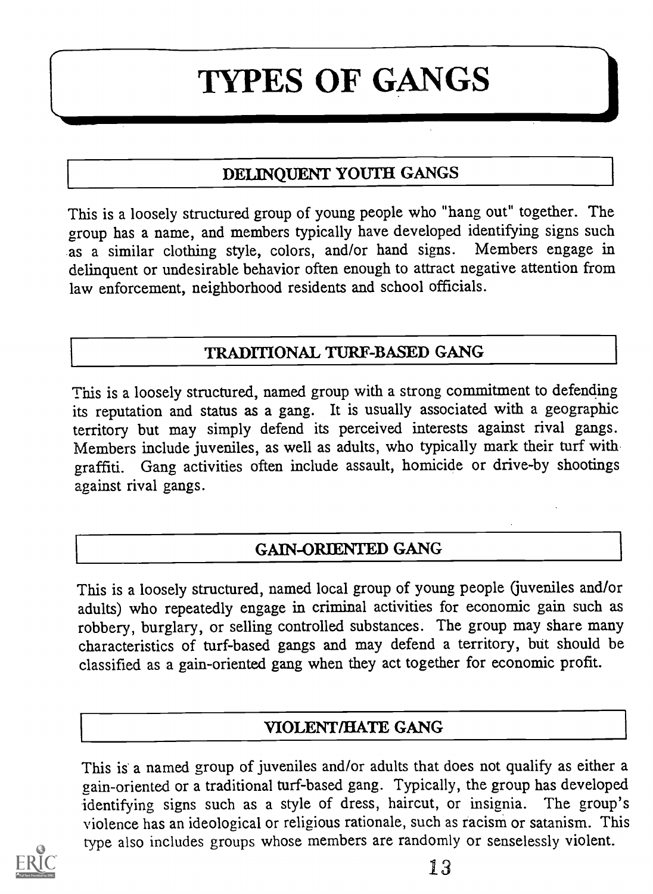# TYPES OF GANGS

## DELINQUENT YOUTH GANGS

This is a loosely structured group of young people who "hang out" together. The group has a name, and members typically have developed identifying signs such as a similar clothing style, colors, and/or hand signs. Members engage in delinquent or undesirable behavior often enough to attract negative attention from law enforcement, neighborhood residents and school officials.

## TRADITIONAL TURF-BASED GANG

This is a loosely structured, named group with a strong commitment to defending its reputation and status as a gang. It is usually associated with a geographic territory but may simply defend its perceived interests against rival gangs. Members include juveniles, as well as adults, who typically mark their turf with graffiti. Gang activities often include assault, homicide or drive-by shootings against rival gangs.

## GAIN-ORIENTED GANG

This is a loosely structured, named local group of young people (juveniles and/or adults) who repeatedly engage in criminal activities for economic gain such as robbery, burglary, or selling controlled substances. The group may share many characteristics of turf-based gangs and may defend a territory, but should be classified as a gain-oriented gang when they act together for economic profit.

## VIOLENT/HATE GANG

This is a named group of juveniles and/or adults that does not qualify as either a gain-oriented or a traditional turf-based gang. Typically, the group has developed identifying signs such as a style of dress, haircut, or insignia. The group's violence has an ideological or religious rationale, such as racism or satanism. This type also includes groups whose members are randomly or senselessly violent.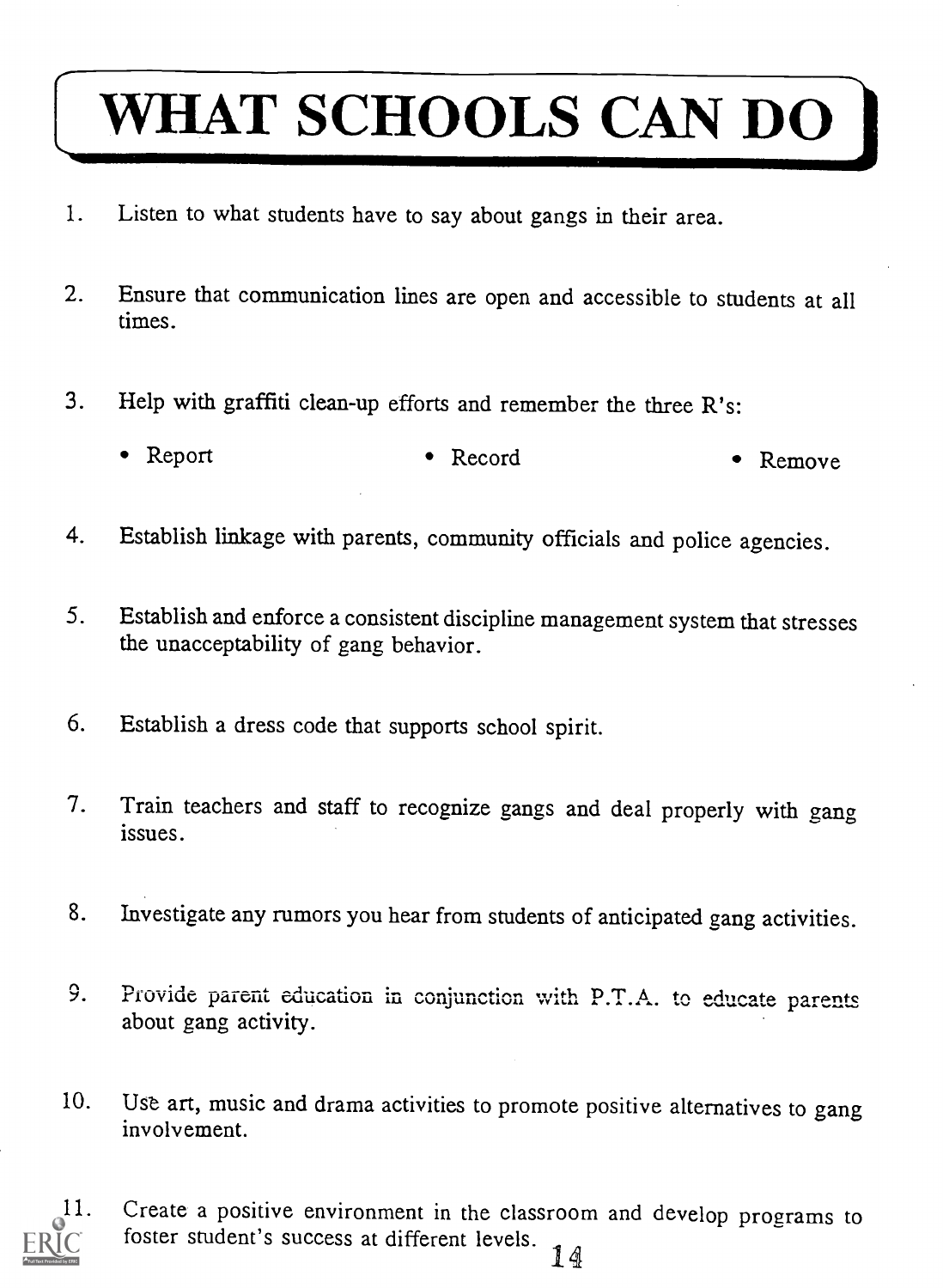# WHAT SCHOOLS CAN DO

1. Listen to what students have to say about gangs in their area.

2. Ensure that communication lines are open and accessible to students at all times.

3. Help with graffiti clean-up efforts and remember the three R's:

   - Report
   - Record
   - Remove

4. Establish linkage with parents, community officials and police agencies.

5. Establish and enforce a consistent discipline management system that stresses the unacceptability of gang behavior.

6. Establish a dress code that supports school spirit.

7. Train teachers and staff to recognize gangs and deal properly with gang issues.

8. Investigate any rumors you hear from students of anticipated gang activities.

9. Provide parent education in conjunction with P.T.A. to educate parents about gang activity.

10. Use art, music and drama activities to promote positive alternatives to gang involvement.

11. Create a positive environment in the classroom and develop programs to foster student's success at different levels.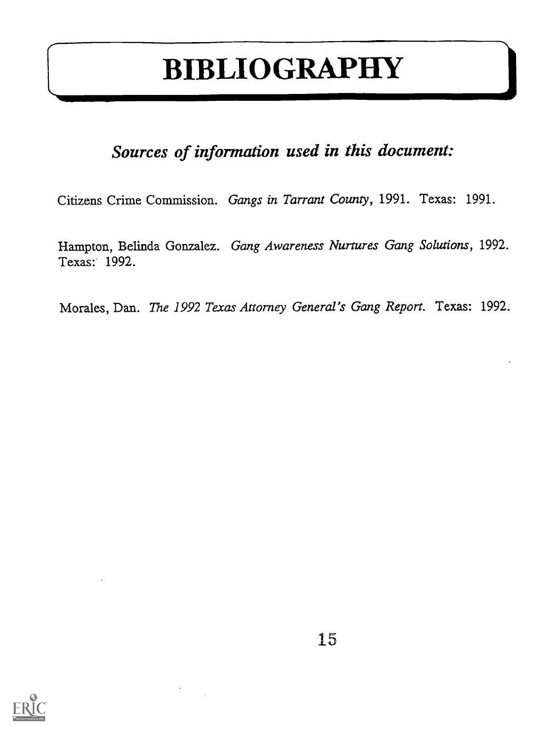# BIBLIOGRAPHY

## *Sources of information used in this document:*

Citizens Crime Commission. *Gangs in Tarrant County*, 1991. Texas: 1991.

Hampton, Belinda Gonzalez. *Gang Awareness Nurtures Gang Solutions*, 1992. Texas: 1992.

Morales, Dan. *The 1992 Texas Attorney General's Gang Report*. Texas: 1992.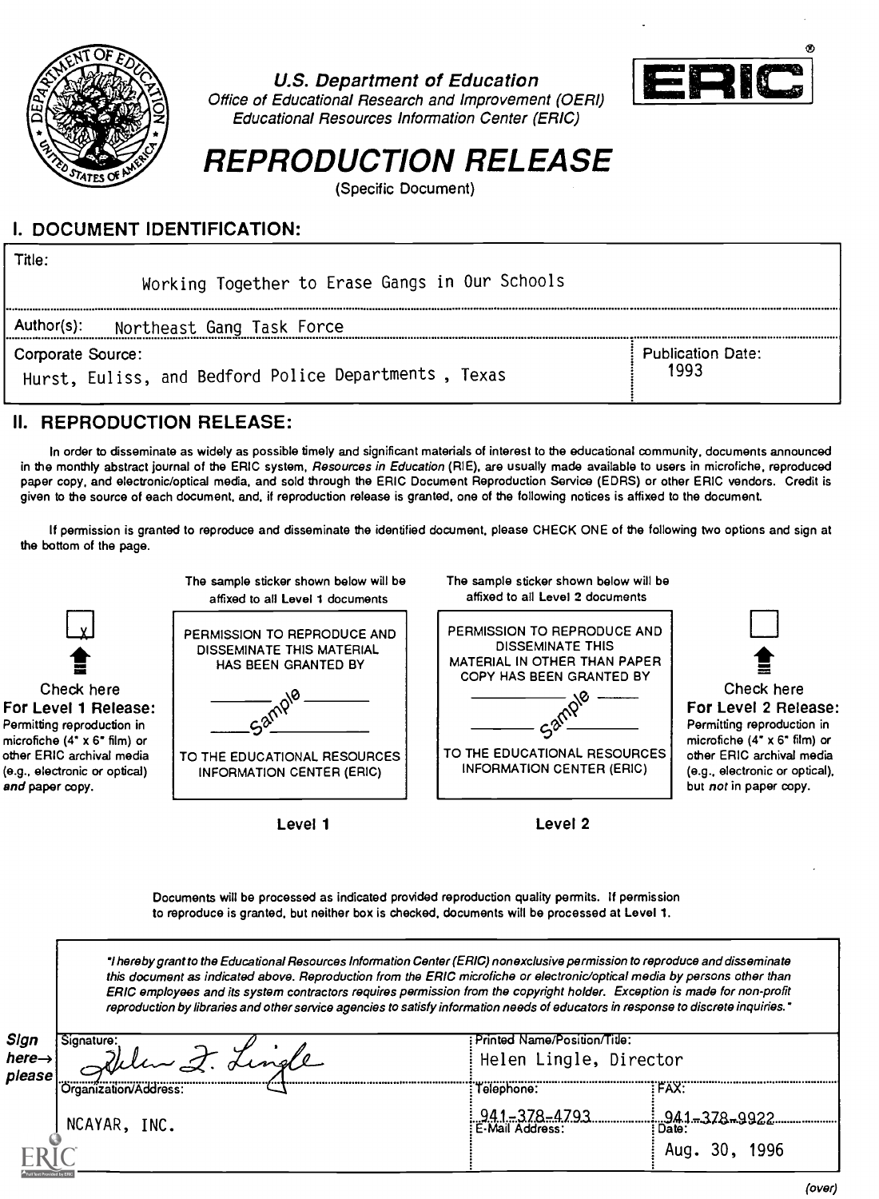U.S. Department of Education
*Office of Educational Research and Improvement (OERI)*
*Educational Resources Information Center (ERIC)*

# REPRODUCTION RELEASE

(Specific Document)

## I. DOCUMENT IDENTIFICATION:

| | |
|---|---|
| Title: Working Together to Erase Gangs in Our Schools | |
| Author(s): Northeast Gang Task Force | |
| Corporate Source: Hurst, Euliss, and Bedford Police Departments , Texas | Publication Date: 1993 |

## II. REPRODUCTION RELEASE:

In order to disseminate as widely as possible timely and significant materials of interest to the educational community, documents announced in the monthly abstract journal of the ERIC system, *Resources in Education* (RIE), are usually made available to users in microfiche, reproduced paper copy, and electronic/optical media, and sold through the ERIC Document Reproduction Service (EDRS) or other ERIC vendors. Credit is given to the source of each document, and, if reproduction release is granted, one of the following notices is affixed to the document.

If permission is granted to reproduce and disseminate the identified document, please CHECK ONE of the following two options and sign at the bottom of the page.

[X] Check here
**For Level 1 Release:**
Permitting reproduction in microfiche (4" x 6" film) or other ERIC archival media (e.g., electronic or optical) *and* paper copy.

The sample sticker shown below will be affixed to all Level 1 documents

PERMISSION TO REPRODUCE AND DISSEMINATE THIS MATERIAL HAS BEEN GRANTED BY
Sample
TO THE EDUCATIONAL RESOURCES INFORMATION CENTER (ERIC)

**Level 1**

The sample sticker shown below will be affixed to all Level 2 documents

PERMISSION TO REPRODUCE AND DISSEMINATE THIS MATERIAL IN OTHER THAN PAPER COPY HAS BEEN GRANTED BY
Sample
TO THE EDUCATIONAL RESOURCES INFORMATION CENTER (ERIC)

**Level 2**

[ ] Check here
**For Level 2 Release:**
Permitting reproduction in microfiche (4" x 6" film) or other ERIC archival media (e.g., electronic or optical), but *not* in paper copy.

Documents will be processed as indicated provided reproduction quality permits. If permission to reproduce is granted, but neither box is checked, documents will be processed at Level 1.

*"I hereby grant to the Educational Resources Information Center (ERIC) nonexclusive permission to reproduce and disseminate this document as indicated above. Reproduction from the ERIC microfiche or electronic/optical media by persons other than ERIC employees and its system contractors requires permission from the copyright holder. Exception is made for non-profit reproduction by libraries and other service agencies to satisfy information needs of educators in response to discrete inquiries."*

**Sign here→ please**

| | | |
|---|---|---|
| Signature: Helen I. Lingle | Printed Name/Position/Title: Helen Lingle, Director | |
| Organization/Address: NCAYAR, INC. | Telephone: 941-378-4793 | FAX: 941-378-9922 |
| | E-Mail Address: | Date: Aug. 30, 1996 |

(over)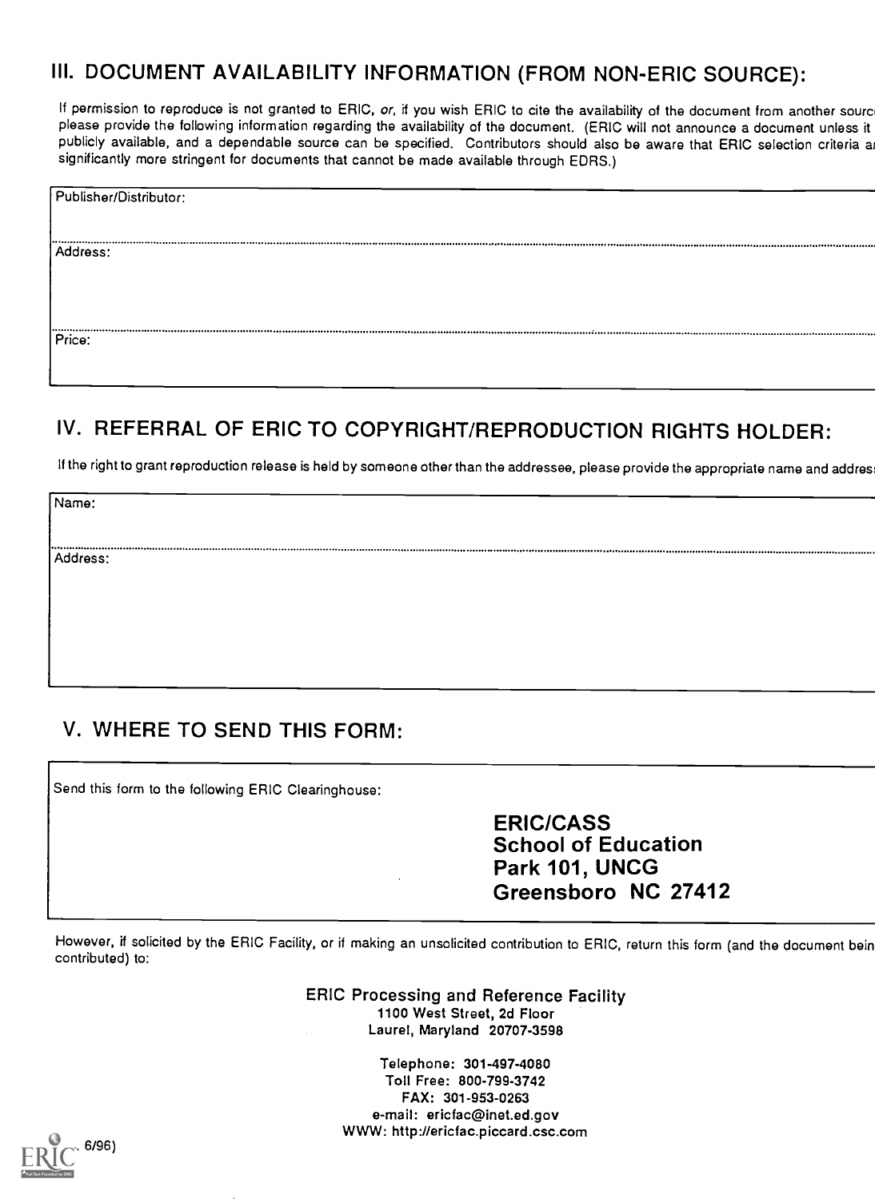## III. DOCUMENT AVAILABILITY INFORMATION (FROM NON-ERIC SOURCE):

If permission to reproduce is not granted to ERIC, *or*, if you wish ERIC to cite the availability of the document from another source please provide the following information regarding the availability of the document. (ERIC will not announce a document unless it publicly available, and a dependable source can be specified. Contributors should also be aware that ERIC selection criteria ar significantly more stringent for documents that cannot be made available through EDRS.)

Publisher/Distributor:

Address:

Price:

## IV. REFERRAL OF ERIC TO COPYRIGHT/REPRODUCTION RIGHTS HOLDER:

If the right to grant reproduction release is held by someone other than the addressee, please provide the appropriate name and address

Name:

Address:

## V. WHERE TO SEND THIS FORM:

Send this form to the following ERIC Clearinghouse:

**ERIC/CASS**
**School of Education**
**Park 101, UNCG**
**Greensboro NC 27412**

However, if solicited by the ERIC Facility, or if making an unsolicited contribution to ERIC, return this form (and the document bein contributed) to:

ERIC Processing and Reference Facility
1100 West Street, 2d Floor
Laurel, Maryland 20707-3598

Telephone: 301-497-4080
Toll Free: 800-799-3742
FAX: 301-953-0263
e-mail: ericfac@inet.ed.gov
WWW: http://ericfac.piccard.csc.com

. 6/96)